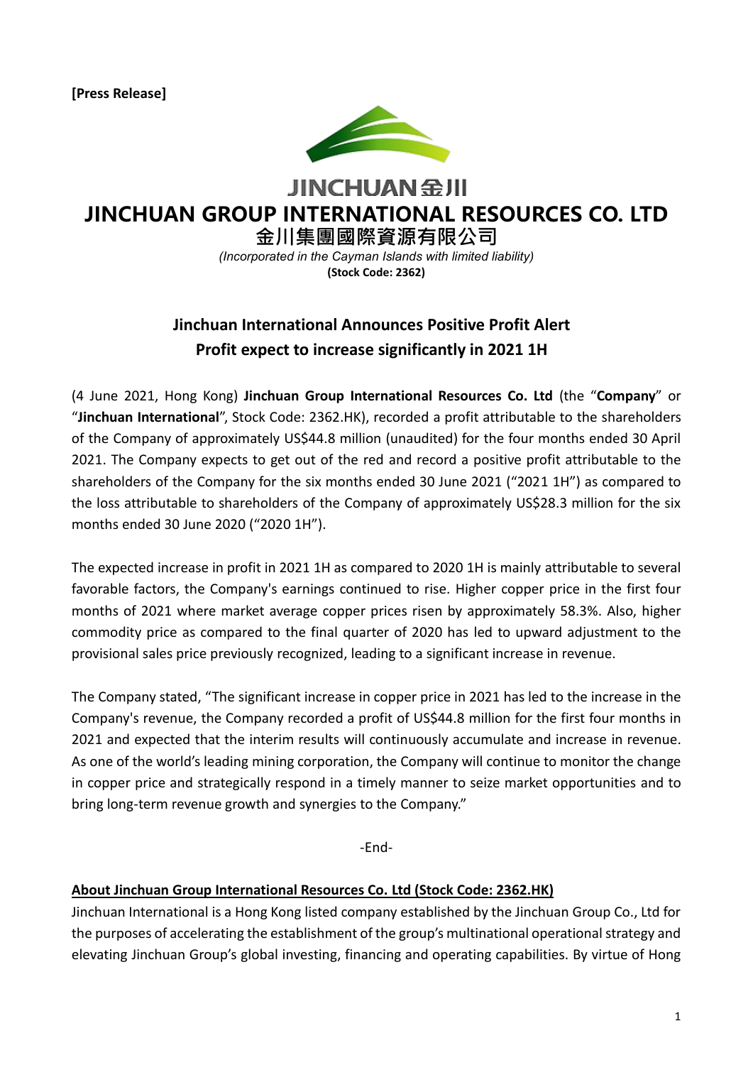**[Press Release]**

JINCHUAN金川

# JINCHUAN GROUP INTERNATIONAL RESOURCES CO. LTD

**金川集團國際資源有限公司**

*(Incorporated in the Cayman Islands with limited liability)*

**(Stock Code: 2362)**

## Jinchuan International Announces Positive Profit Alert
## Profit expect to increase significantly in 2021 1H

(4 June 2021, Hong Kong) **Jinchuan Group International Resources Co. Ltd** (the "**Company**" or "**Jinchuan International**", Stock Code: 2362.HK), recorded a profit attributable to the shareholders of the Company of approximately US$44.8 million (unaudited) for the four months ended 30 April 2021. The Company expects to get out of the red and record a positive profit attributable to the shareholders of the Company for the six months ended 30 June 2021 ("2021 1H") as compared to the loss attributable to shareholders of the Company of approximately US$28.3 million for the six months ended 30 June 2020 ("2020 1H").

The expected increase in profit in 2021 1H as compared to 2020 1H is mainly attributable to several favorable factors, the Company's earnings continued to rise. Higher copper price in the first four months of 2021 where market average copper prices risen by approximately 58.3%. Also, higher commodity price as compared to the final quarter of 2020 has led to upward adjustment to the provisional sales price previously recognized, leading to a significant increase in revenue.

The Company stated, "The significant increase in copper price in 2021 has led to the increase in the Company's revenue, the Company recorded a profit of US$44.8 million for the first four months in 2021 and expected that the interim results will continuously accumulate and increase in revenue. As one of the world's leading mining corporation, the Company will continue to monitor the change in copper price and strategically respond in a timely manner to seize market opportunities and to bring long-term revenue growth and synergies to the Company."

-End-

**About Jinchuan Group International Resources Co. Ltd (Stock Code: 2362.HK)**

Jinchuan International is a Hong Kong listed company established by the Jinchuan Group Co., Ltd for the purposes of accelerating the establishment of the group's multinational operational strategy and elevating Jinchuan Group's global investing, financing and operating capabilities. By virtue of Hong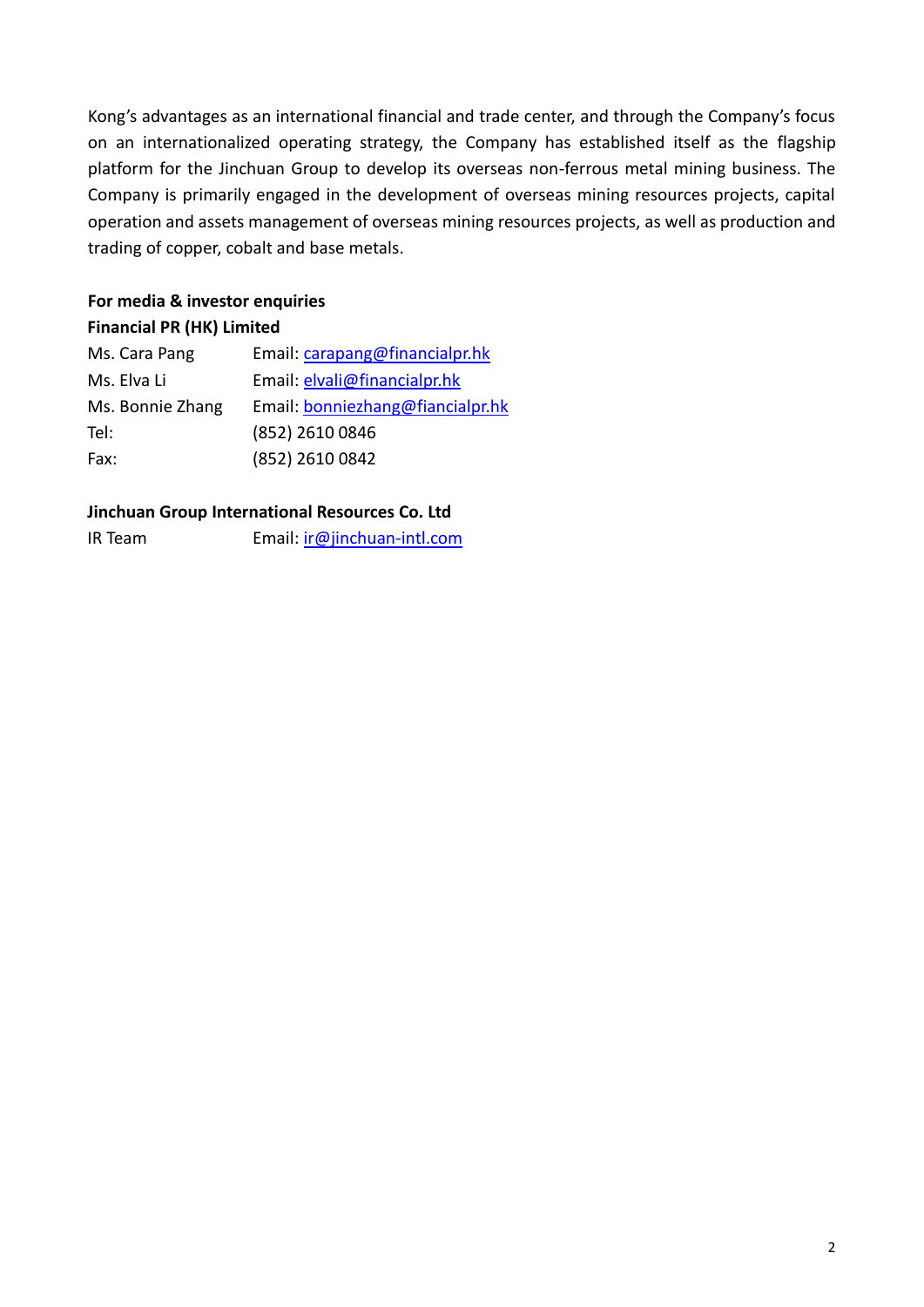Kong's advantages as an international financial and trade center, and through the Company's focus on an internationalized operating strategy, the Company has established itself as the flagship platform for the Jinchuan Group to develop its overseas non-ferrous metal mining business. The Company is primarily engaged in the development of overseas mining resources projects, capital operation and assets management of overseas mining resources projects, as well as production and trading of copper, cobalt and base metals.

**For media & investor enquiries**
**Financial PR (HK) Limited**

| | |
|---|---|
| Ms. Cara Pang | Email: carapang@financialpr.hk |
| Ms. Elva Li | Email: elvali@financialpr.hk |
| Ms. Bonnie Zhang | Email: bonniezhang@fiancialpr.hk |
| Tel: | (852) 2610 0846 |
| Fax: | (852) 2610 0842 |

**Jinchuan Group International Resources Co. Ltd**

| | |
|---|---|
| IR Team | Email: ir@jinchuan-intl.com |